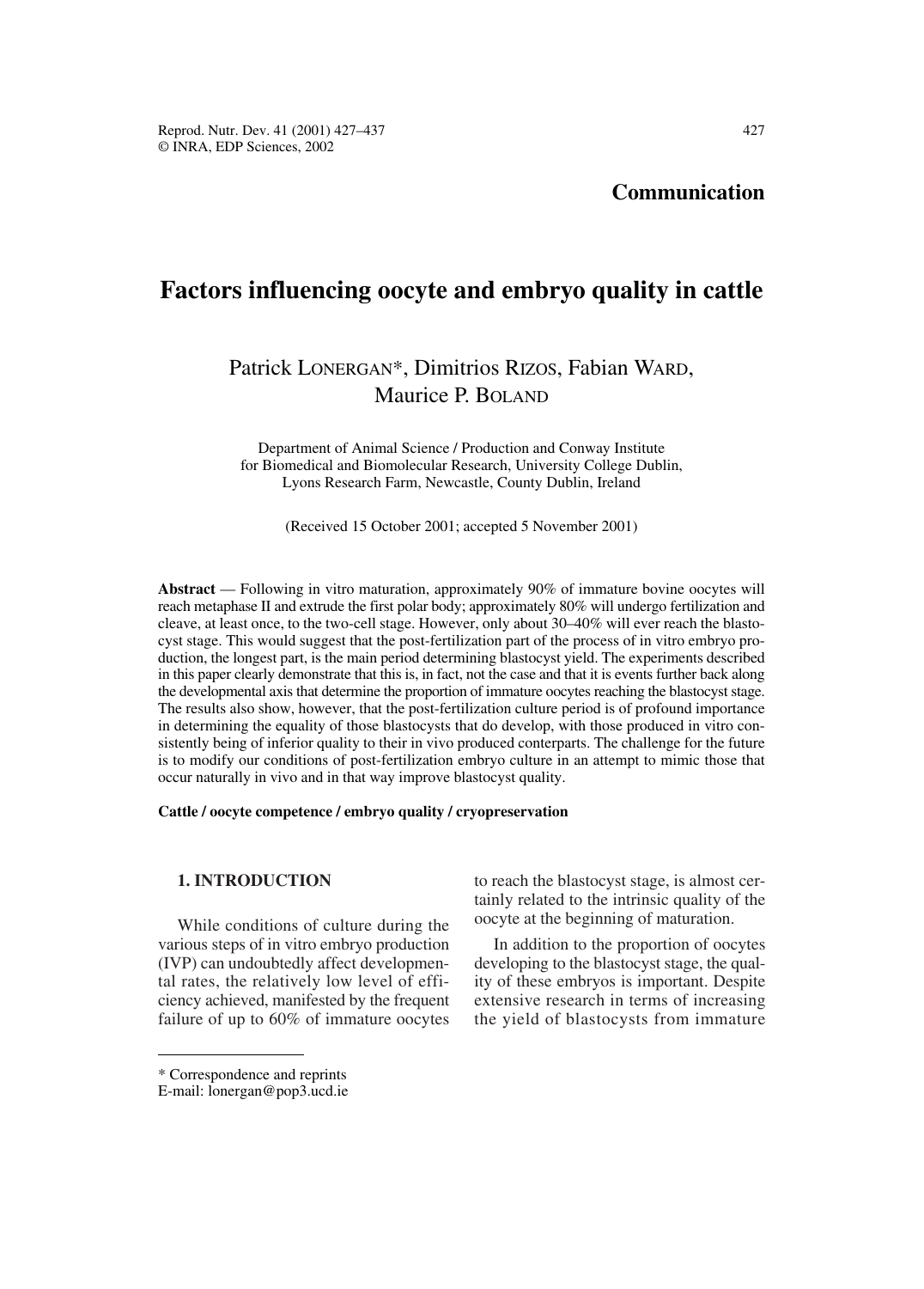## Communication

# Factors influencing oocyte and embryo quality in cattle

Patrick LONERGAN*, Dimitrios RIZOS, Fabian WARD, Maurice P. BOLAND

Department of Animal Science / Production and Conway Institute for Biomedical and Biomolecular Research, University College Dublin, Lyons Research Farm, Newcastle, County Dublin, Ireland

(Received 15 October 2001; accepted 5 November 2001)

**Abstract** — Following in vitro maturation, approximately 90% of immature bovine oocytes will reach metaphase II and extrude the first polar body; approximately 80% will undergo fertilization and cleave, at least once, to the two-cell stage. However, only about 30–40% will ever reach the blastocyst stage. This would suggest that the post-fertilization part of the process of in vitro embryo production, the longest part, is the main period determining blastocyst yield. The experiments described in this paper clearly demonstrate that this is, in fact, not the case and that it is events further back along the developmental axis that determine the proportion of immature oocytes reaching the blastocyst stage. The results also show, however, that the post-fertilization culture period is of profound importance in determining the equality of those blastocysts that do develop, with those produced in vitro consistently being of inferior quality to their in vivo produced conterparts. The challenge for the future is to modify our conditions of post-fertilization embryo culture in an attempt to mimic those that occur naturally in vivo and in that way improve blastocyst quality.

**Cattle / oocyte competence / embryo quality / cryopreservation**

## 1. INTRODUCTION

While conditions of culture during the various steps of in vitro embryo production (IVP) can undoubtedly affect developmental rates, the relatively low level of efficiency achieved, manifested by the frequent failure of up to 60% of immature oocytes to reach the blastocyst stage, is almost certainly related to the intrinsic quality of the oocyte at the beginning of maturation.

In addition to the proportion of oocytes developing to the blastocyst stage, the quality of these embryos is important. Despite extensive research in terms of increasing the yield of blastocysts from immature

* Correspondence and reprints
E-mail: lonergan@pop3.ucd.ie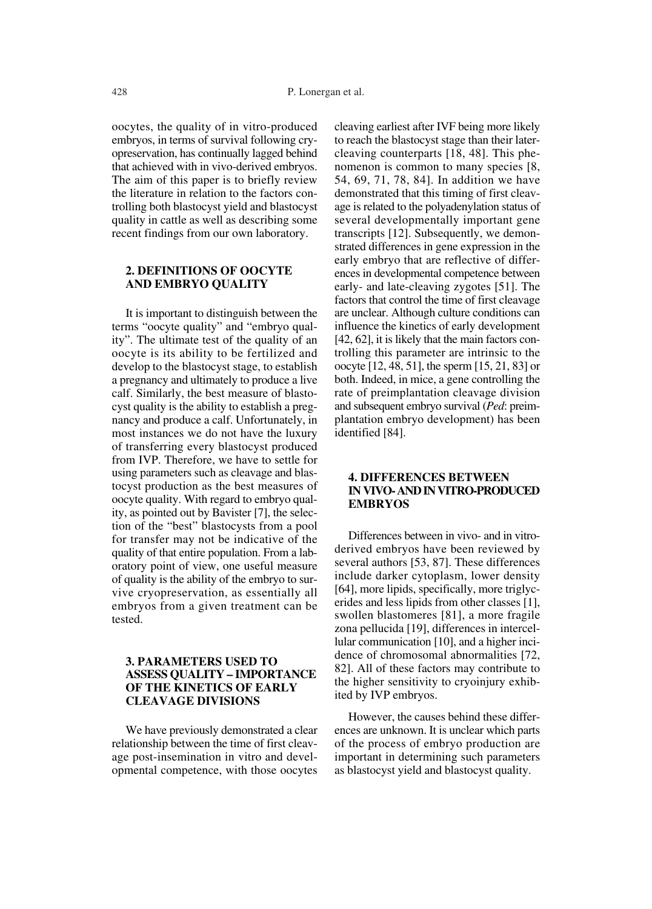oocytes, the quality of in vitro-produced embryos, in terms of survival following cryopreservation, has continually lagged behind that achieved with in vivo-derived embryos. The aim of this paper is to briefly review the literature in relation to the factors controlling both blastocyst yield and blastocyst quality in cattle as well as describing some recent findings from our own laboratory.

## 2. DEFINITIONS OF OOCYTE AND EMBRYO QUALITY

It is important to distinguish between the terms "oocyte quality" and "embryo quality". The ultimate test of the quality of an oocyte is its ability to be fertilized and develop to the blastocyst stage, to establish a pregnancy and ultimately to produce a live calf. Similarly, the best measure of blastocyst quality is the ability to establish a pregnancy and produce a calf. Unfortunately, in most instances we do not have the luxury of transferring every blastocyst produced from IVP. Therefore, we have to settle for using parameters such as cleavage and blastocyst production as the best measures of oocyte quality. With regard to embryo quality, as pointed out by Bavister [7], the selection of the "best" blastocysts from a pool for transfer may not be indicative of the quality of that entire population. From a laboratory point of view, one useful measure of quality is the ability of the embryo to survive cryopreservation, as essentially all embryos from a given treatment can be tested.

## 3. PARAMETERS USED TO ASSESS QUALITY – IMPORTANCE OF THE KINETICS OF EARLY CLEAVAGE DIVISIONS

We have previously demonstrated a clear relationship between the time of first cleavage post-insemination in vitro and developmental competence, with those oocytes cleaving earliest after IVF being more likely to reach the blastocyst stage than their later-cleaving counterparts [18, 48]. This phenomenon is common to many species [8, 54, 69, 71, 78, 84]. In addition we have demonstrated that this timing of first cleavage is related to the polyadenylation status of several developmentally important gene transcripts [12]. Subsequently, we demonstrated differences in gene expression in the early embryo that are reflective of differences in developmental competence between early- and late-cleaving zygotes [51]. The factors that control the time of first cleavage are unclear. Although culture conditions can influence the kinetics of early development [42, 62], it is likely that the main factors controlling this parameter are intrinsic to the oocyte [12, 48, 51], the sperm [15, 21, 83] or both. Indeed, in mice, a gene controlling the rate of preimplantation cleavage division and subsequent embryo survival (*Ped*: preimplantation embryo development) has been identified [84].

## 4. DIFFERENCES BETWEEN IN VIVO- AND IN VITRO-PRODUCED EMBRYOS

Differences between in vivo- and in vitro-derived embryos have been reviewed by several authors [53, 87]. These differences include darker cytoplasm, lower density [64], more lipids, specifically, more triglycerides and less lipids from other classes [1], swollen blastomeres [81], a more fragile zona pellucida [19], differences in intercellular communication [10], and a higher incidence of chromosomal abnormalities [72, 82]. All of these factors may contribute to the higher sensitivity to cryoinjury exhibited by IVP embryos.

However, the causes behind these differences are unknown. It is unclear which parts of the process of embryo production are important in determining such parameters as blastocyst yield and blastocyst quality.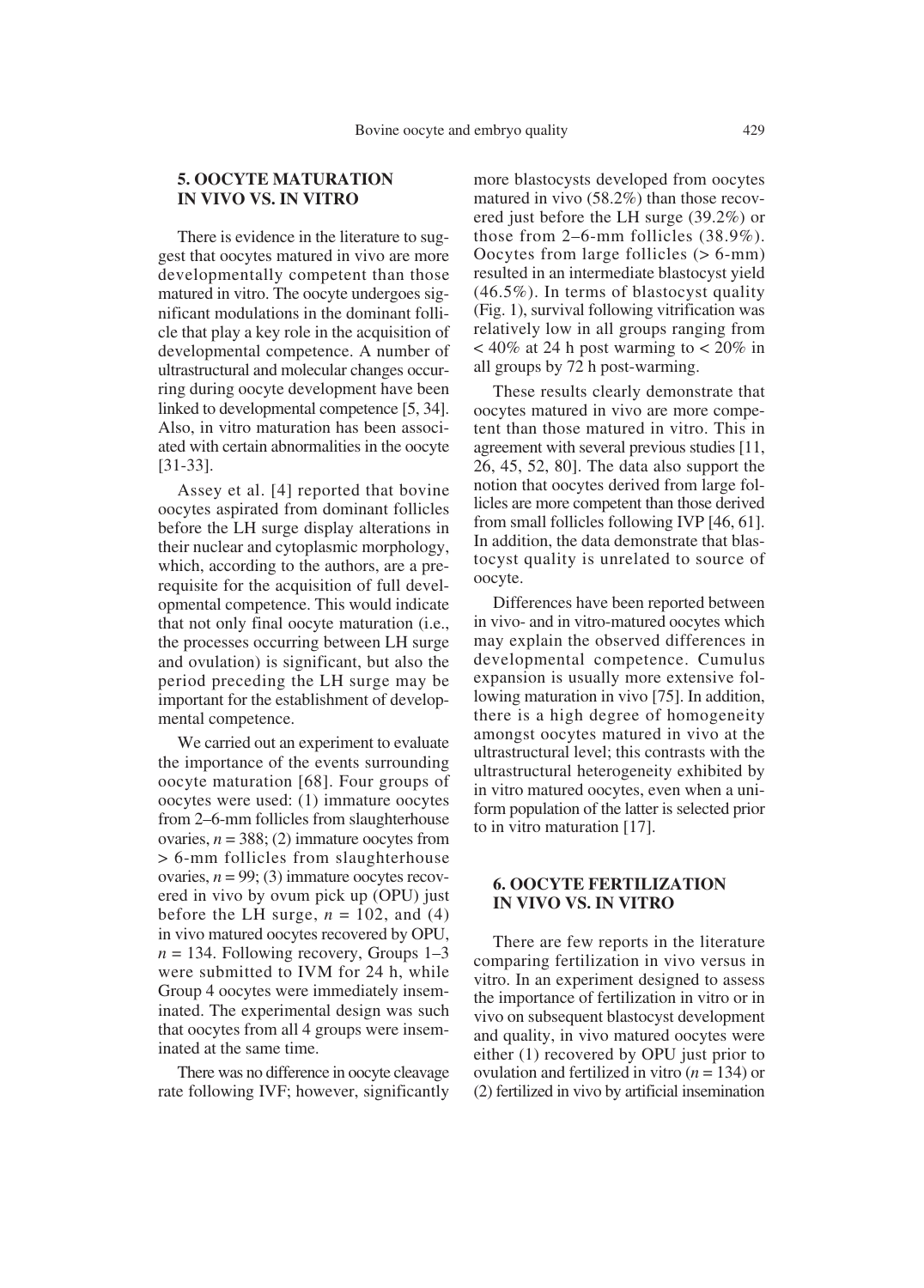## 5. OOCYTE MATURATION IN VIVO VS. IN VITRO

There is evidence in the literature to suggest that oocytes matured in vivo are more developmentally competent than those matured in vitro. The oocyte undergoes significant modulations in the dominant follicle that play a key role in the acquisition of developmental competence. A number of ultrastructural and molecular changes occurring during oocyte development have been linked to developmental competence [5, 34]. Also, in vitro maturation has been associated with certain abnormalities in the oocyte [31-33].

Assey et al. [4] reported that bovine oocytes aspirated from dominant follicles before the LH surge display alterations in their nuclear and cytoplasmic morphology, which, according to the authors, are a prerequisite for the acquisition of full developmental competence. This would indicate that not only final oocyte maturation (i.e., the processes occurring between LH surge and ovulation) is significant, but also the period preceding the LH surge may be important for the establishment of developmental competence.

We carried out an experiment to evaluate the importance of the events surrounding oocyte maturation [68]. Four groups of oocytes were used: (1) immature oocytes from 2–6-mm follicles from slaughterhouse ovaries, $n = 388$; (2) immature oocytes from > 6-mm follicles from slaughterhouse ovaries, $n = 99$; (3) immature oocytes recovered in vivo by ovum pick up (OPU) just before the LH surge, $n = 102$, and (4) in vivo matured oocytes recovered by OPU, $n = 134$. Following recovery, Groups 1–3 were submitted to IVM for 24 h, while Group 4 oocytes were immediately inseminated. The experimental design was such that oocytes from all 4 groups were inseminated at the same time.

There was no difference in oocyte cleavage rate following IVF; however, significantly more blastocysts developed from oocytes matured in vivo (58.2%) than those recovered just before the LH surge (39.2%) or those from 2–6-mm follicles (38.9%). Oocytes from large follicles (> 6-mm) resulted in an intermediate blastocyst yield (46.5%). In terms of blastocyst quality (Fig. 1), survival following vitrification was relatively low in all groups ranging from < 40% at 24 h post warming to < 20% in all groups by 72 h post-warming.

These results clearly demonstrate that oocytes matured in vivo are more competent than those matured in vitro. This in agreement with several previous studies [11, 26, 45, 52, 80]. The data also support the notion that oocytes derived from large follicles are more competent than those derived from small follicles following IVP [46, 61]. In addition, the data demonstrate that blastocyst quality is unrelated to source of oocyte.

Differences have been reported between in vivo- and in vitro-matured oocytes which may explain the observed differences in developmental competence. Cumulus expansion is usually more extensive following maturation in vivo [75]. In addition, there is a high degree of homogeneity amongst oocytes matured in vivo at the ultrastructural level; this contrasts with the ultrastructural heterogeneity exhibited by in vitro matured oocytes, even when a uniform population of the latter is selected prior to in vitro maturation [17].

## 6. OOCYTE FERTILIZATION IN VIVO VS. IN VITRO

There are few reports in the literature comparing fertilization in vivo versus in vitro. In an experiment designed to assess the importance of fertilization in vitro or in vivo on subsequent blastocyst development and quality, in vivo matured oocytes were either (1) recovered by OPU just prior to ovulation and fertilized in vitro ($n = 134$) or (2) fertilized in vivo by artificial insemination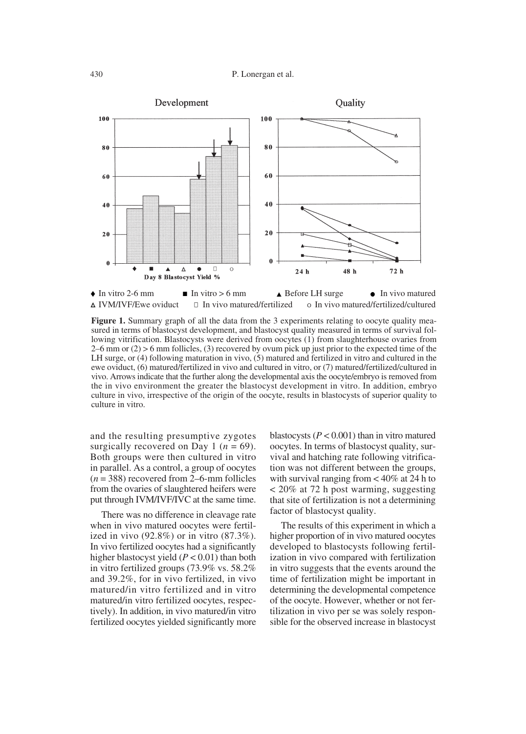**Figure 1.** Summary graph of all the data from the 3 experiments relating to oocyte quality measured in terms of blastocyst development, and blastocyst quality measured in terms of survival following vitrification. Blastocysts were derived from oocytes (1) from slaughterhouse ovaries from 2–6 mm or (2) > 6 mm follicles, (3) recovered by ovum pick up just prior to the expected time of the LH surge, or (4) following maturation in vivo, (5) matured and fertilized in vitro and cultured in the ewe oviduct, (6) matured/fertilized in vivo and cultured in vitro, or (7) matured/fertilized/cultured in vivo. Arrows indicate that the further along the developmental axis the oocyte/embryo is removed from the in vivo environment the greater the blastocyst development in vitro. In addition, embryo culture in vivo, irrespective of the origin of the oocyte, results in blastocysts of superior quality to culture in vitro.

and the resulting presumptive zygotes surgically recovered on Day 1 ($n = 69$). Both groups were then cultured in vitro in parallel. As a control, a group of oocytes ($n = 388$) recovered from 2–6-mm follicles from the ovaries of slaughtered heifers were put through IVM/IVF/IVC at the same time.

There was no difference in cleavage rate when in vivo matured oocytes were fertilized in vivo (92.8%) or in vitro (87.3%). In vivo fertilized oocytes had a significantly higher blastocyst yield ($P < 0.01$) than both in vitro fertilized groups (73.9% vs. 58.2% and 39.2%, for in vivo fertilized, in vivo matured/in vitro fertilized and in vitro matured/in vitro fertilized oocytes, respectively). In addition, in vivo matured/in vitro fertilized oocytes yielded significantly more blastocysts ($P < 0.001$) than in vitro matured oocytes. In terms of blastocyst quality, survival and hatching rate following vitrification was not different between the groups, with survival ranging from < 40% at 24 h to < 20% at 72 h post warming, suggesting that site of fertilization is not a determining factor of blastocyst quality.

The results of this experiment in which a higher proportion of in vivo matured oocytes developed to blastocysts following fertilization in vivo compared with fertilization in vitro suggests that the events around the time of fertilization might be important in determining the developmental competence of the oocyte. However, whether or not fertilization in vivo per se was solely responsible for the observed increase in blastocyst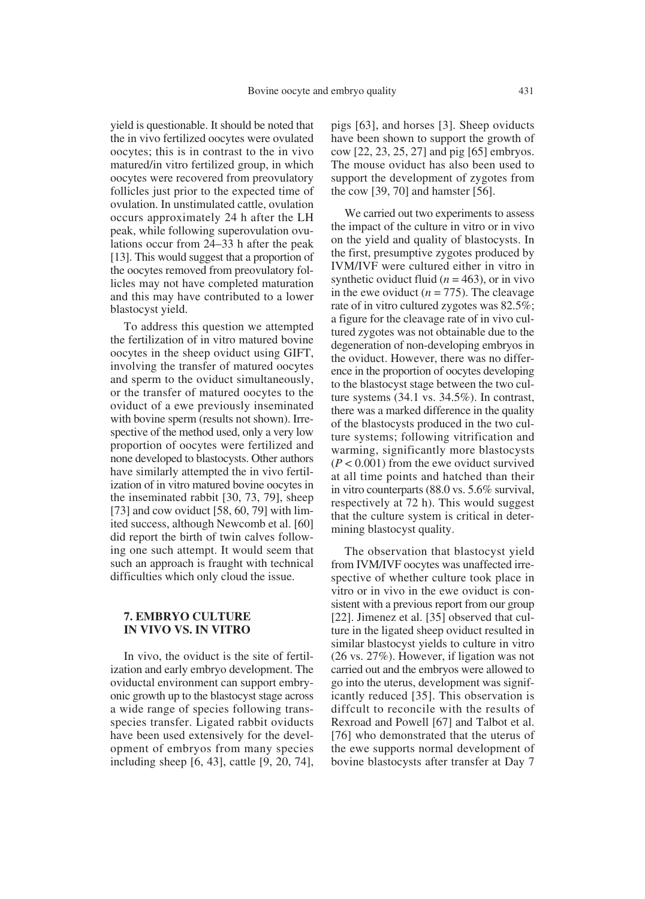yield is questionable. It should be noted that the in vivo fertilized oocytes were ovulated oocytes; this is in contrast to the in vivo matured/in vitro fertilized group, in which oocytes were recovered from preovulatory follicles just prior to the expected time of ovulation. In unstimulated cattle, ovulation occurs approximately 24 h after the LH peak, while following superovulation ovulations occur from 24–33 h after the peak [13]. This would suggest that a proportion of the oocytes removed from preovulatory follicles may not have completed maturation and this may have contributed to a lower blastocyst yield.

To address this question we attempted the fertilization of in vitro matured bovine oocytes in the sheep oviduct using GIFT, involving the transfer of matured oocytes and sperm to the oviduct simultaneously, or the transfer of matured oocytes to the oviduct of a ewe previously inseminated with bovine sperm (results not shown). Irrespective of the method used, only a very low proportion of oocytes were fertilized and none developed to blastocysts. Other authors have similarly attempted the in vivo fertilization of in vitro matured bovine oocytes in the inseminated rabbit [30, 73, 79], sheep [73] and cow oviduct [58, 60, 79] with limited success, although Newcomb et al. [60] did report the birth of twin calves following one such attempt. It would seem that such an approach is fraught with technical difficulties which only cloud the issue.

## 7. EMBRYO CULTURE IN VIVO VS. IN VITRO

In vivo, the oviduct is the site of fertilization and early embryo development. The oviductal environment can support embryonic growth up to the blastocyst stage across a wide range of species following trans-species transfer. Ligated rabbit oviducts have been used extensively for the development of embryos from many species including sheep [6, 43], cattle [9, 20, 74], pigs [63], and horses [3]. Sheep oviducts have been shown to support the growth of cow [22, 23, 25, 27] and pig [65] embryos. The mouse oviduct has also been used to support the development of zygotes from the cow [39, 70] and hamster [56].

We carried out two experiments to assess the impact of the culture in vitro or in vivo on the yield and quality of blastocysts. In the first, presumptive zygotes produced by IVM/IVF were cultured either in vitro in synthetic oviduct fluid ($n = 463$), or in vivo in the ewe oviduct ($n = 775$). The cleavage rate of in vitro cultured zygotes was 82.5%; a figure for the cleavage rate of in vivo cultured zygotes was not obtainable due to the degeneration of non-developing embryos in the oviduct. However, there was no difference in the proportion of oocytes developing to the blastocyst stage between the two culture systems (34.1 vs. 34.5%). In contrast, there was a marked difference in the quality of the blastocysts produced in the two culture systems; following vitrification and warming, significantly more blastocysts ($P < 0.001$) from the ewe oviduct survived at all time points and hatched than their in vitro counterparts (88.0 vs. 5.6% survival, respectively at 72 h). This would suggest that the culture system is critical in determining blastocyst quality.

The observation that blastocyst yield from IVM/IVF oocytes was unaffected irrespective of whether culture took place in vitro or in vivo in the ewe oviduct is consistent with a previous report from our group [22]. Jimenez et al. [35] observed that culture in the ligated sheep oviduct resulted in similar blastocyst yields to culture in vitro (26 vs. 27%). However, if ligation was not carried out and the embryos were allowed to go into the uterus, development was significantly reduced [35]. This observation is diffcult to reconcile with the results of Rexroad and Powell [67] and Talbot et al. [76] who demonstrated that the uterus of the ewe supports normal development of bovine blastocysts after transfer at Day 7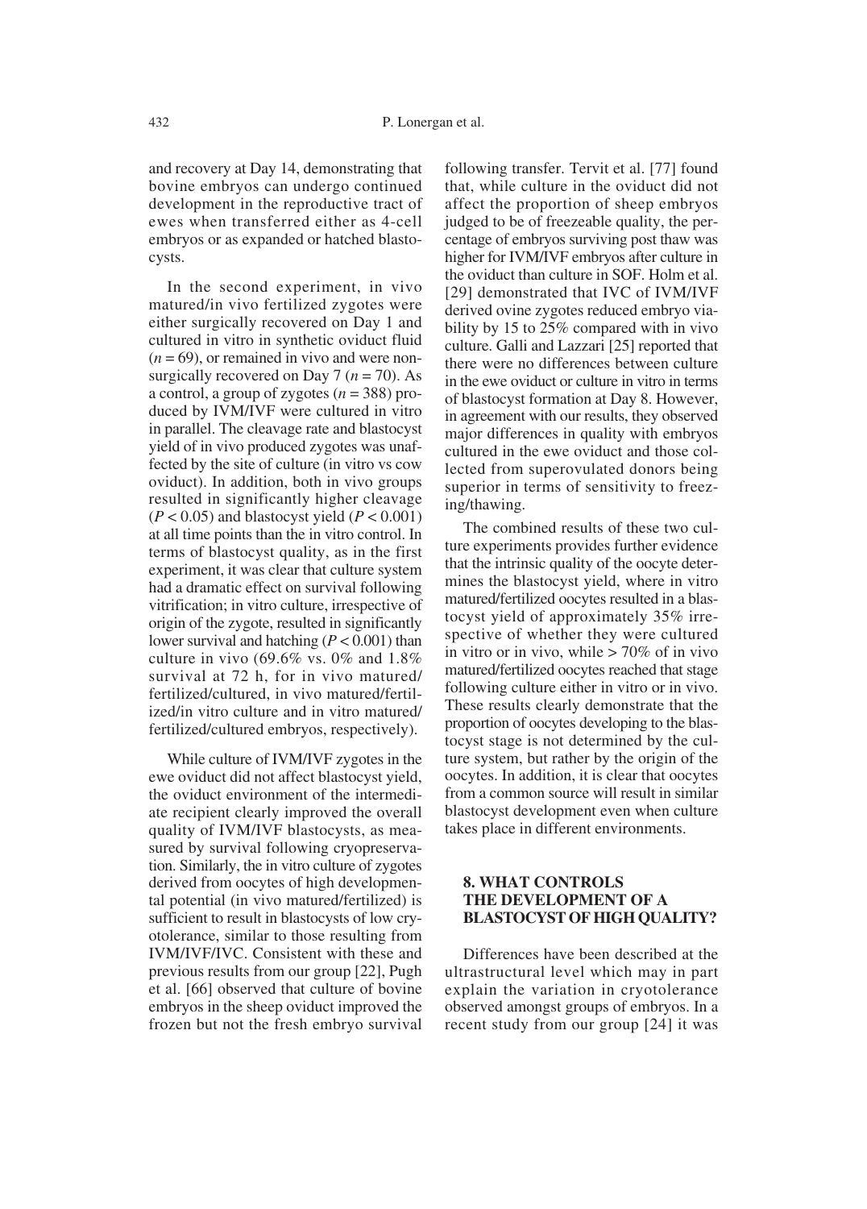and recovery at Day 14, demonstrating that bovine embryos can undergo continued development in the reproductive tract of ewes when transferred either as 4-cell embryos or as expanded or hatched blastocysts.

In the second experiment, in vivo matured/in vivo fertilized zygotes were either surgically recovered on Day 1 and cultured in vitro in synthetic oviduct fluid ($n = 69$), or remained in vivo and were non-surgically recovered on Day 7 ($n = 70$). As a control, a group of zygotes ($n = 388$) produced by IVM/IVF were cultured in vitro in parallel. The cleavage rate and blastocyst yield of in vivo produced zygotes was unaffected by the site of culture (in vitro vs cow oviduct). In addition, both in vivo groups resulted in significantly higher cleavage ($P < 0.05$) and blastocyst yield ($P < 0.001$) at all time points than the in vitro control. In terms of blastocyst quality, as in the first experiment, it was clear that culture system had a dramatic effect on survival following vitrification; in vitro culture, irrespective of origin of the zygote, resulted in significantly lower survival and hatching ($P < 0.001$) than culture in vivo (69.6% vs. 0% and 1.8% survival at 72 h, for in vivo matured/fertilized/cultured, in vivo matured/fertilized/in vitro culture and in vitro matured/fertilized/cultured embryos, respectively).

While culture of IVM/IVF zygotes in the ewe oviduct did not affect blastocyst yield, the oviduct environment of the intermediate recipient clearly improved the overall quality of IVM/IVF blastocysts, as measured by survival following cryopreservation. Similarly, the in vitro culture of zygotes derived from oocytes of high developmental potential (in vivo matured/fertilized) is sufficient to result in blastocysts of low cryotolerance, similar to those resulting from IVM/IVF/IVC. Consistent with these and previous results from our group [22], Pugh et al. [66] observed that culture of bovine embryos in the sheep oviduct improved the frozen but not the fresh embryo survival following transfer. Tervit et al. [77] found that, while culture in the oviduct did not affect the proportion of sheep embryos judged to be of freezeable quality, the percentage of embryos surviving post thaw was higher for IVM/IVF embryos after culture in the oviduct than culture in SOF. Holm et al. [29] demonstrated that IVC of IVM/IVF derived ovine zygotes reduced embryo viability by 15 to 25% compared with in vivo culture. Galli and Lazzari [25] reported that there were no differences between culture in the ewe oviduct or culture in vitro in terms of blastocyst formation at Day 8. However, in agreement with our results, they observed major differences in quality with embryos cultured in the ewe oviduct and those collected from superovulated donors being superior in terms of sensitivity to freezing/thawing.

The combined results of these two culture experiments provides further evidence that the intrinsic quality of the oocyte determines the blastocyst yield, where in vitro matured/fertilized oocytes resulted in a blastocyst yield of approximately 35% irrespective of whether they were cultured in vitro or in vivo, while > 70% of in vivo matured/fertilized oocytes reached that stage following culture either in vitro or in vivo. These results clearly demonstrate that the proportion of oocytes developing to the blastocyst stage is not determined by the culture system, but rather by the origin of the oocytes. In addition, it is clear that oocytes from a common source will result in similar blastocyst development even when culture takes place in different environments.

## 8. WHAT CONTROLS THE DEVELOPMENT OF A BLASTOCYST OF HIGH QUALITY?

Differences have been described at the ultrastructural level which may in part explain the variation in cryotolerance observed amongst groups of embryos. In a recent study from our group [24] it was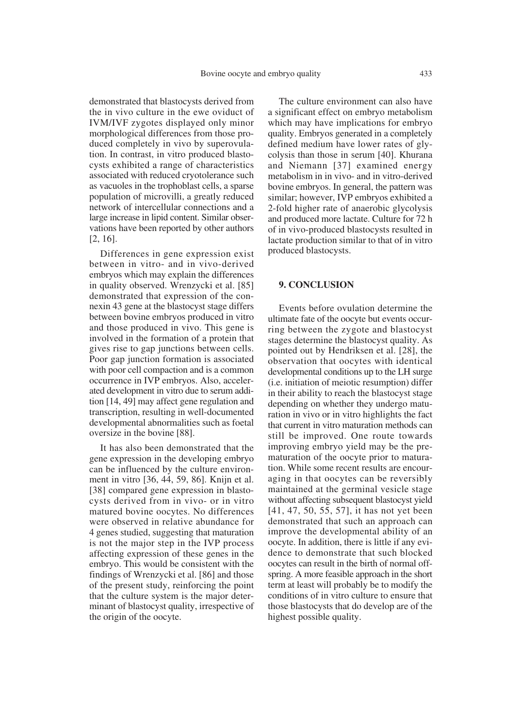demonstrated that blastocysts derived from the in vivo culture in the ewe oviduct of IVM/IVF zygotes displayed only minor morphological differences from those produced completely in vivo by superovulation. In contrast, in vitro produced blastocysts exhibited a range of characteristics associated with reduced cryotolerance such as vacuoles in the trophoblast cells, a sparse population of microvilli, a greatly reduced network of intercellular connections and a large increase in lipid content. Similar observations have been reported by other authors [2, 16].

Differences in gene expression exist between in vitro- and in vivo-derived embryos which may explain the differences in quality observed. Wrenzycki et al. [85] demonstrated that expression of the connexin 43 gene at the blastocyst stage differs between bovine embryos produced in vitro and those produced in vivo. This gene is involved in the formation of a protein that gives rise to gap junctions between cells. Poor gap junction formation is associated with poor cell compaction and is a common occurrence in IVP embryos. Also, accelerated development in vitro due to serum addition [14, 49] may affect gene regulation and transcription, resulting in well-documented developmental abnormalities such as foetal oversize in the bovine [88].

It has also been demonstrated that the gene expression in the developing embryo can be influenced by the culture environment in vitro [36, 44, 59, 86]. Knijn et al. [38] compared gene expression in blastocysts derived from in vivo- or in vitro matured bovine oocytes. No differences were observed in relative abundance for 4 genes studied, suggesting that maturation is not the major step in the IVP process affecting expression of these genes in the embryo. This would be consistent with the findings of Wrenzycki et al. [86] and those of the present study, reinforcing the point that the culture system is the major determinant of blastocyst quality, irrespective of the origin of the oocyte.

The culture environment can also have a significant effect on embryo metabolism which may have implications for embryo quality. Embryos generated in a completely defined medium have lower rates of glycolysis than those in serum [40]. Khurana and Niemann [37] examined energy metabolism in in vivo- and in vitro-derived bovine embryos. In general, the pattern was similar; however, IVP embryos exhibited a 2-fold higher rate of anaerobic glycolysis and produced more lactate. Culture for 72 h of in vivo-produced blastocysts resulted in lactate production similar to that of in vitro produced blastocysts.

## 9. CONCLUSION

Events before ovulation determine the ultimate fate of the oocyte but events occurring between the zygote and blastocyst stages determine the blastocyst quality. As pointed out by Hendriksen et al. [28], the observation that oocytes with identical developmental conditions up to the LH surge (i.e. initiation of meiotic resumption) differ in their ability to reach the blastocyst stage depending on whether they undergo maturation in vivo or in vitro highlights the fact that current in vitro maturation methods can still be improved. One route towards improving embryo yield may be the prematuration of the oocyte prior to maturation. While some recent results are encouraging in that oocytes can be reversibly maintained at the germinal vesicle stage without affecting subsequent blastocyst yield [41, 47, 50, 55, 57], it has not yet been demonstrated that such an approach can improve the developmental ability of an oocyte. In addition, there is little if any evidence to demonstrate that such blocked oocytes can result in the birth of normal offspring. A more feasible approach in the short term at least will probably be to modify the conditions of in vitro culture to ensure that those blastocysts that do develop are of the highest possible quality.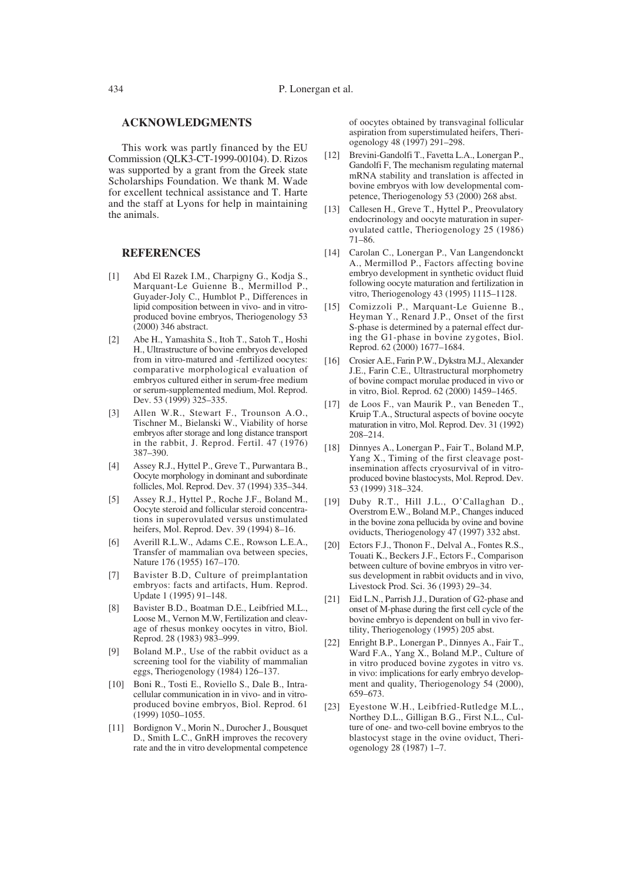## ACKNOWLEDGMENTS

This work was partly financed by the EU Commission (QLK3-CT-1999-00104). D. Rizos was supported by a grant from the Greek state Scholarships Foundation. We thank M. Wade for excellent technical assistance and T. Harte and the staff at Lyons for help in maintaining the animals.

## REFERENCES

[1] Abd El Razek I.M., Charpigny G., Kodja S., Marquant-Le Guienne B., Mermillod P., Guyader-Joly C., Humblot P., Differences in lipid composition between in vivo- and in vitro-produced bovine embryos, Theriogenology 53 (2000) 346 abstract.

[2] Abe H., Yamashita S., Itoh T., Satoh T., Hoshi H., Ultrastructure of bovine embryos developed from in vitro-matured and -fertilized oocytes: comparative morphological evaluation of embryos cultured either in serum-free medium or serum-supplemented medium, Mol. Reprod. Dev. 53 (1999) 325–335.

[3] Allen W.R., Stewart F., Trounson A.O., Tischner M., Bielanski W., Viability of horse embryos after storage and long distance transport in the rabbit, J. Reprod. Fertil. 47 (1976) 387–390.

[4] Assey R.J., Hyttel P., Greve T., Purwantara B., Oocyte morphology in dominant and subordinate follicles, Mol. Reprod. Dev. 37 (1994) 335–344.

[5] Assey R.J., Hyttel P., Roche J.F., Boland M., Oocyte steroid and follicular steroid concentrations in superovulated versus unstimulated heifers, Mol. Reprod. Dev. 39 (1994) 8–16.

[6] Averill R.L.W., Adams C.E., Rowson L.E.A., Transfer of mammalian ova between species, Nature 176 (1955) 167–170.

[7] Bavister B.D, Culture of preimplantation embryos: facts and artifacts, Hum. Reprod. Update 1 (1995) 91–148.

[8] Bavister B.D., Boatman D.E., Leibfried M.L., Loose M., Vernon M.W, Fertilization and cleavage of rhesus monkey oocytes in vitro, Biol. Reprod. 28 (1983) 983–999.

[9] Boland M.P., Use of the rabbit oviduct as a screening tool for the viability of mammalian eggs, Theriogenology (1984) 126–137.

[10] Boni R., Tosti E., Roviello S., Dale B., Intracellular communication in in vivo- and in vitro-produced bovine embryos, Biol. Reprod. 61 (1999) 1050–1055.

[11] Bordignon V., Morin N., Durocher J., Bousquet D., Smith L.C., GnRH improves the recovery rate and the in vitro developmental competence of oocytes obtained by transvaginal follicular aspiration from superstimulated heifers, Theriogenology 48 (1997) 291–298.

[12] Brevini-Gandolfi T., Favetta L.A., Lonergan P., Gandolfi F, The mechanism regulating maternal mRNA stability and translation is affected in bovine embryos with low developmental competence, Theriogenology 53 (2000) 268 abst.

[13] Callesen H., Greve T., Hyttel P., Preovulatory endocrinology and oocyte maturation in superovulated cattle, Theriogenology 25 (1986) 71–86.

[14] Carolan C., Lonergan P., Van Langendonckt A., Mermillod P., Factors affecting bovine embryo development in synthetic oviduct fluid following oocyte maturation and fertilization in vitro, Theriogenology 43 (1995) 1115–1128.

[15] Comizzoli P., Marquant-Le Guienne B., Heyman Y., Renard J.P., Onset of the first S-phase is determined by a paternal effect during the G1-phase in bovine zygotes, Biol. Reprod. 62 (2000) 1677–1684.

[16] Crosier A.E., Farin P.W., Dykstra M.J., Alexander J.E., Farin C.E., Ultrastructural morphometry of bovine compact morulae produced in vivo or in vitro, Biol. Reprod. 62 (2000) 1459–1465.

[17] de Loos F., van Maurik P., van Beneden T., Kruip T.A., Structural aspects of bovine oocyte maturation in vitro, Mol. Reprod. Dev. 31 (1992) 208–214.

[18] Dinnyes A., Lonergan P., Fair T., Boland M.P, Yang X., Timing of the first cleavage post-insemination affects cryosurvival of in vitro-produced bovine blastocysts, Mol. Reprod. Dev. 53 (1999) 318–324.

[19] Duby R.T., Hill J.L., O'Callaghan D., Overstrom E.W., Boland M.P., Changes induced in the bovine zona pellucida by ovine and bovine oviducts, Theriogenology 47 (1997) 332 abst.

[20] Ectors F.J., Thonon F., Delval A., Fontes R.S., Touati K., Beckers J.F., Ectors F., Comparison between culture of bovine embryos in vitro versus development in rabbit oviducts and in vivo, Livestock Prod. Sci. 36 (1993) 29–34.

[21] Eid L.N., Parrish J.J., Duration of G2-phase and onset of M-phase during the first cell cycle of the bovine embryo is dependent on bull in vivo fertility, Theriogenology (1995) 205 abst.

[22] Enright B.P., Lonergan P., Dinnyes A., Fair T., Ward F.A., Yang X., Boland M.P., Culture of in vitro produced bovine zygotes in vitro vs. in vivo: implications for early embryo development and quality, Theriogenology 54 (2000), 659–673.

[23] Eyestone W.H., Leibfried-Rutledge M.L., Northey D.L., Gilligan B.G., First N.L., Culture of one- and two-cell bovine embryos to the blastocyst stage in the ovine oviduct, Theriogenology 28 (1987) 1–7.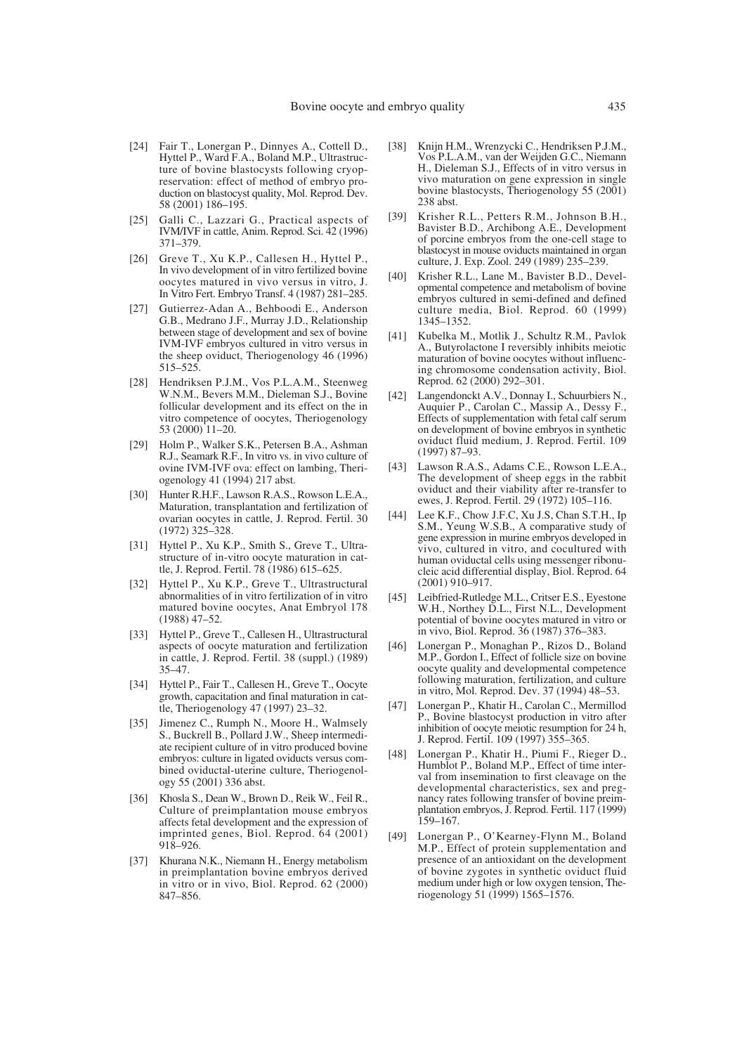[24] Fair T., Lonergan P., Dinnyes A., Cottell D., Hyttel P., Ward F.A., Boland M.P., Ultrastructure of bovine blastocysts following cryopreservation: effect of method of embryo production on blastocyst quality, Mol. Reprod. Dev. 58 (2001) 186–195.

[25] Galli C., Lazzari G., Practical aspects of IVM/IVF in cattle, Anim. Reprod. Sci. 42 (1996) 371–379.

[26] Greve T., Xu K.P., Callesen H., Hyttel P., In vivo development of in vitro fertilized bovine oocytes matured in vivo versus in vitro, J. In Vitro Fert. Embryo Transf. 4 (1987) 281–285.

[27] Gutierrez-Adan A., Behboodi E., Anderson G.B., Medrano J.F., Murray J.D., Relationship between stage of development and sex of bovine IVM-IVF embryos cultured in vitro versus in the sheep oviduct, Theriogenology 46 (1996) 515–525.

[28] Hendriksen P.J.M., Vos P.L.A.M., Steenweg W.N.M., Bevers M.M., Dieleman S.J., Bovine follicular development and its effect on the in vitro competence of oocytes, Theriogenology 53 (2000) 11–20.

[29] Holm P., Walker S.K., Petersen B.A., Ashman R.J., Seamark R.F., In vitro vs. in vivo culture of ovine IVM-IVF ova: effect on lambing, Theriogenology 41 (1994) 217 abst.

[30] Hunter R.H.F., Lawson R.A.S., Rowson L.E.A., Maturation, transplantation and fertilization of ovarian oocytes in cattle, J. Reprod. Fertil. 30 (1972) 325–328.

[31] Hyttel P., Xu K.P., Smith S., Greve T., Ultrastructure of in-vitro oocyte maturation in cattle, J. Reprod. Fertil. 78 (1986) 615–625.

[32] Hyttel P., Xu K.P., Greve T., Ultrastructural abnormalities of in vitro fertilization of in vitro matured bovine oocytes, Anat Embryol 178 (1988) 47–52.

[33] Hyttel P., Greve T., Callesen H., Ultrastructural aspects of oocyte maturation and fertilization in cattle, J. Reprod. Fertil. 38 (suppl.) (1989) 35–47.

[34] Hyttel P., Fair T., Callesen H., Greve T., Oocyte growth, capacitation and final maturation in cattle, Theriogenology 47 (1997) 23–32.

[35] Jimenez C., Rumph N., Moore H., Walmsely S., Buckrell B., Pollard J.W., Sheep intermediate recipient culture of in vitro produced bovine embryos: culture in ligated oviducts versus combined oviductal-uterine culture, Theriogenology 55 (2001) 336 abst.

[36] Khosla S., Dean W., Brown D., Reik W., Feil R., Culture of preimplantation mouse embryos affects fetal development and the expression of imprinted genes, Biol. Reprod. 64 (2001) 918–926.

[37] Khurana N.K., Niemann H., Energy metabolism in preimplantation bovine embryos derived in vitro or in vivo, Biol. Reprod. 62 (2000) 847–856.

[38] Knijn H.M., Wrenzycki C., Hendriksen P.J.M., Vos P.L.A.M., van der Weijden G.C., Niemann H., Dieleman S.J., Effects of in vitro versus in vivo maturation on gene expression in single bovine blastocysts, Theriogenology 55 (2001) 238 abst.

[39] Krisher R.L., Petters R.M., Johnson B.H., Bavister B.D., Archibong A.E., Development of porcine embryos from the one-cell stage to blastocyst in mouse oviducts maintained in organ culture, J. Exp. Zool. 249 (1989) 235–239.

[40] Krisher R.L., Lane M., Bavister B.D., Developmental competence and metabolism of bovine embryos cultured in semi-defined and defined culture media, Biol. Reprod. 60 (1999) 1345–1352.

[41] Kubelka M., Motlik J., Schultz R.M., Pavlok A., Butyrolactone I reversibly inhibits meiotic maturation of bovine oocytes without influencing chromosome condensation activity, Biol. Reprod. 62 (2000) 292–301.

[42] Langendonckt A.V., Donnay I., Schuurbiers N., Auquier P., Carolan C., Massip A., Dessy F., Effects of supplementation with fetal calf serum on development of bovine embryos in synthetic oviduct fluid medium, J. Reprod. Fertil. 109 (1997) 87–93.

[43] Lawson R.A.S., Adams C.E., Rowson L.E.A., The development of sheep eggs in the rabbit oviduct and their viability after re-transfer to ewes, J. Reprod. Fertil. 29 (1972) 105–116.

[44] Lee K.F., Chow J.F.C, Xu J.S, Chan S.T.H., Ip S.M., Yeung W.S.B., A comparative study of gene expression in murine embryos developed in vivo, cultured in vitro, and cocultured with human oviductal cells using messenger ribonucleic acid differential display, Biol. Reprod. 64 (2001) 910–917.

[45] Leibfried-Rutledge M.L., Critser E.S., Eyestone W.H., Northey D.L., First N.L., Development potential of bovine oocytes matured in vitro or in vivo, Biol. Reprod. 36 (1987) 376–383.

[46] Lonergan P., Monaghan P., Rizos D., Boland M.P., Gordon I., Effect of follicle size on bovine oocyte quality and developmental competence following maturation, fertilization, and culture in vitro, Mol. Reprod. Dev. 37 (1994) 48–53.

[47] Lonergan P., Khatir H., Carolan C., Mermillod P., Bovine blastocyst production in vitro after inhibition of oocyte meiotic resumption for 24 h, J. Reprod. Fertil. 109 (1997) 355–365.

[48] Lonergan P., Khatir H., Piumi F., Rieger D., Humblot P., Boland M.P., Effect of time interval from insemination to first cleavage on the developmental characteristics, sex and pregnancy rates following transfer of bovine preimplantation embryos, J. Reprod. Fertil. 117 (1999) 159–167.

[49] Lonergan P., O'Kearney-Flynn M., Boland M.P., Effect of protein supplementation and presence of an antioxidant on the development of bovine zygotes in synthetic oviduct fluid medium under high or low oxygen tension, Theriogenology 51 (1999) 1565–1576.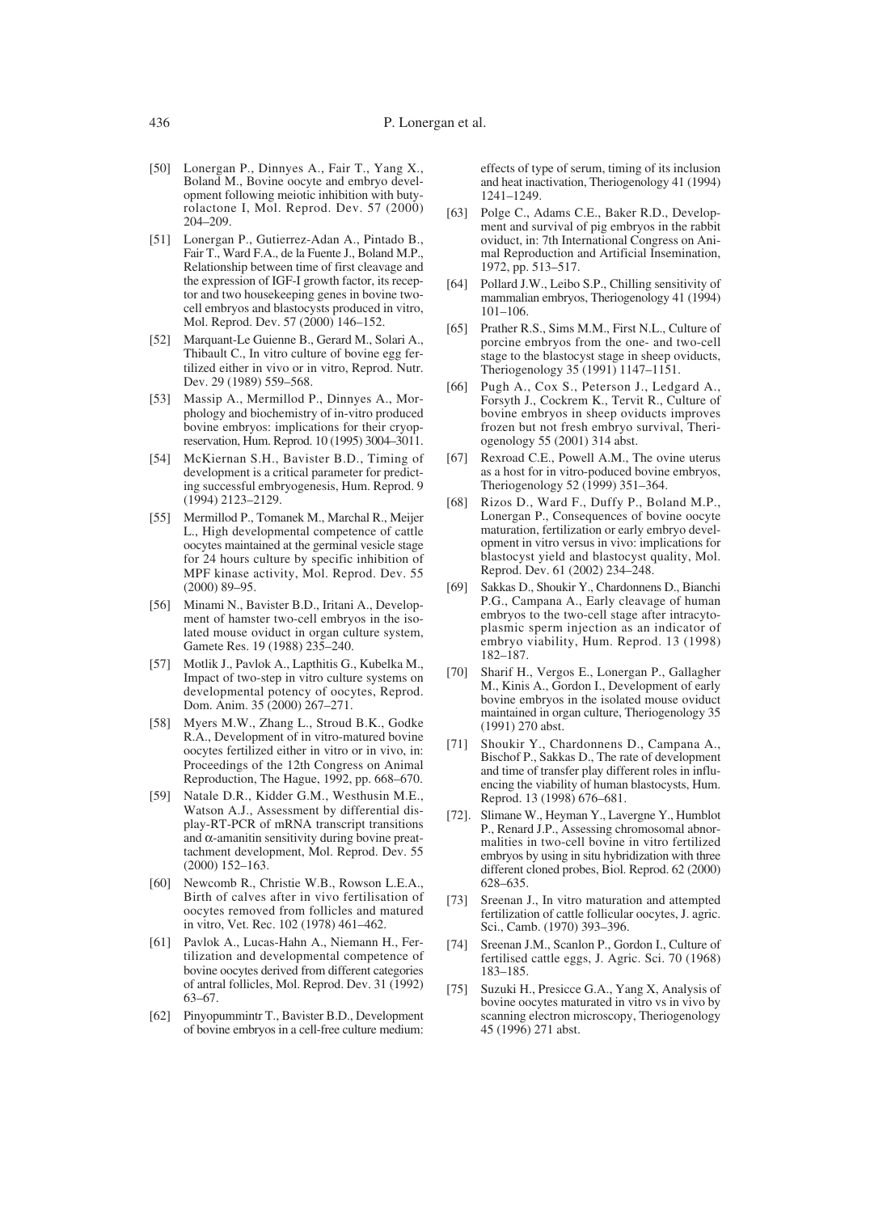[50] Lonergan P., Dinnyes A., Fair T., Yang X., Boland M., Bovine oocyte and embryo development following meiotic inhibition with butyrolactone I, Mol. Reprod. Dev. 57 (2000) 204–209.

[51] Lonergan P., Gutierrez-Adan A., Pintado B., Fair T., Ward F.A., de la Fuente J., Boland M.P., Relationship between time of first cleavage and the expression of IGF-I growth factor, its receptor and two housekeeping genes in bovine two-cell embryos and blastocysts produced in vitro, Mol. Reprod. Dev. 57 (2000) 146–152.

[52] Marquant-Le Guienne B., Gerard M., Solari A., Thibault C., In vitro culture of bovine egg fertilized either in vivo or in vitro, Reprod. Nutr. Dev. 29 (1989) 559–568.

[53] Massip A., Mermillod P., Dinnyes A., Morphology and biochemistry of in-vitro produced bovine embryos: implications for their cryopreservation, Hum. Reprod. 10 (1995) 3004–3011.

[54] McKiernan S.H., Bavister B.D., Timing of development is a critical parameter for predicting successful embryogenesis, Hum. Reprod. 9 (1994) 2123–2129.

[55] Mermillod P., Tomanek M., Marchal R., Meijer L., High developmental competence of cattle oocytes maintained at the germinal vesicle stage for 24 hours culture by specific inhibition of MPF kinase activity, Mol. Reprod. Dev. 55 (2000) 89–95.

[56] Minami N., Bavister B.D., Iritani A., Development of hamster two-cell embryos in the isolated mouse oviduct in organ culture system, Gamete Res. 19 (1988) 235–240.

[57] Motlik J., Pavlok A., Lapthitis G., Kubelka M., Impact of two-step in vitro culture systems on developmental potency of oocytes, Reprod. Dom. Anim. 35 (2000) 267–271.

[58] Myers M.W., Zhang L., Stroud B.K., Godke R.A., Development of in vitro-matured bovine oocytes fertilized either in vitro or in vivo, in: Proceedings of the 12th Congress on Animal Reproduction, The Hague, 1992, pp. 668–670.

[59] Natale D.R., Kidder G.M., Westhusin M.E., Watson A.J., Assessment by differential display-RT-PCR of mRNA transcript transitions and α-amanitin sensitivity during bovine preattachment development, Mol. Reprod. Dev. 55 (2000) 152–163.

[60] Newcomb R., Christie W.B., Rowson L.E.A., Birth of calves after in vivo fertilisation of oocytes removed from follicles and matured in vitro, Vet. Rec. 102 (1978) 461–462.

[61] Pavlok A., Lucas-Hahn A., Niemann H., Fertilization and developmental competence of bovine oocytes derived from different categories of antral follicles, Mol. Reprod. Dev. 31 (1992) 63–67.

[62] Pinyopummintr T., Bavister B.D., Development of bovine embryos in a cell-free culture medium: effects of type of serum, timing of its inclusion and heat inactivation, Theriogenology 41 (1994) 1241–1249.

[63] Polge C., Adams C.E., Baker R.D., Development and survival of pig embryos in the rabbit oviduct, in: 7th International Congress on Animal Reproduction and Artificial Insemination, 1972, pp. 513–517.

[64] Pollard J.W., Leibo S.P., Chilling sensitivity of mammalian embryos, Theriogenology 41 (1994) 101–106.

[65] Prather R.S., Sims M.M., First N.L., Culture of porcine embryos from the one- and two-cell stage to the blastocyst stage in sheep oviducts, Theriogenology 35 (1991) 1147–1151.

[66] Pugh A., Cox S., Peterson J., Ledgard A., Forsyth J., Cockrem K., Tervit R., Culture of bovine embryos in sheep oviducts improves frozen but not fresh embryo survival, Theriogenology 55 (2001) 314 abst.

[67] Rexroad C.E., Powell A.M., The ovine uterus as a host for in vitro-poduced bovine embryos, Theriogenology 52 (1999) 351–364.

[68] Rizos D., Ward F., Duffy P., Boland M.P., Lonergan P., Consequences of bovine oocyte maturation, fertilization or early embryo development in vitro versus in vivo: implications for blastocyst yield and blastocyst quality, Mol. Reprod. Dev. 61 (2002) 234–248.

[69] Sakkas D., Shoukir Y., Chardonnens D., Bianchi P.G., Campana A., Early cleavage of human embryos to the two-cell stage after intracytoplasmic sperm injection as an indicator of embryo viability, Hum. Reprod. 13 (1998) 182–187.

[70] Sharif H., Vergos E., Lonergan P., Gallagher M., Kinis A., Gordon I., Development of early bovine embryos in the isolated mouse oviduct maintained in organ culture, Theriogenology 35 (1991) 270 abst.

[71] Shoukir Y., Chardonnens D., Campana A., Bischof P., Sakkas D., The rate of development and time of transfer play different roles in influencing the viability of human blastocysts, Hum. Reprod. 13 (1998) 676–681.

[72]. Slimane W., Heyman Y., Lavergne Y., Humblot P., Renard J.P., Assessing chromosomal abnormalities in two-cell bovine in vitro fertilized embryos by using in situ hybridization with three different cloned probes, Biol. Reprod. 62 (2000) 628–635.

[73] Sreenan J., In vitro maturation and attempted fertilization of cattle follicular oocytes, J. agric. Sci., Camb. (1970) 393–396.

[74] Sreenan J.M., Scanlon P., Gordon I., Culture of fertilised cattle eggs, J. Agric. Sci. 70 (1968) 183–185.

[75] Suzuki H., Presicce G.A., Yang X, Analysis of bovine oocytes maturated in vitro vs in vivo by scanning electron microscopy, Theriogenology 45 (1996) 271 abst.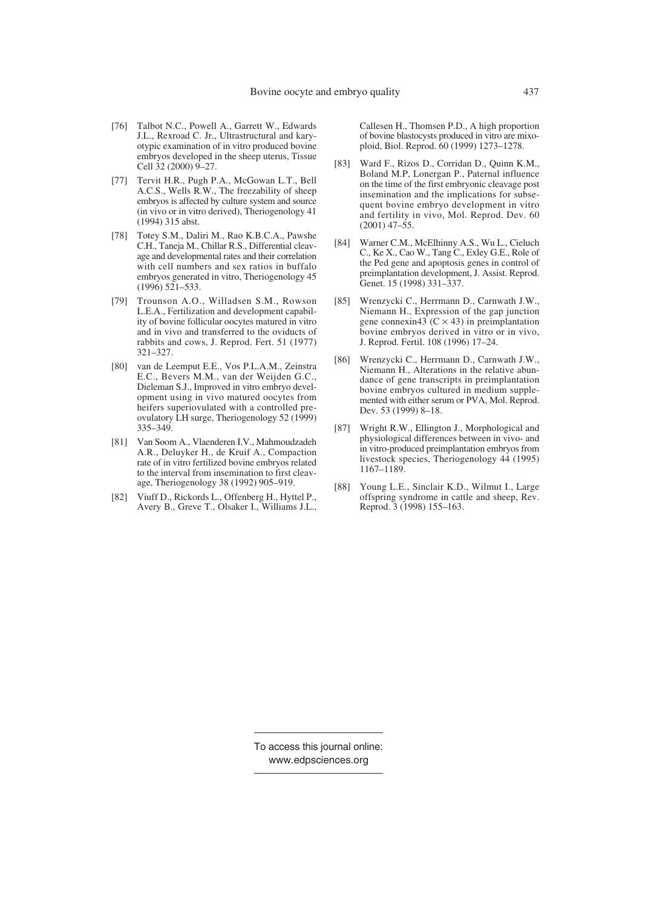[76] Talbot N.C., Powell A., Garrett W., Edwards J.L., Rexroad C. Jr., Ultrastructural and karyotypic examination of in vitro produced bovine embryos developed in the sheep uterus, Tissue Cell 32 (2000) 9–27.

[77] Tervit H.R., Pugh P.A., McGowan L.T., Bell A.C.S., Wells R.W., The freezability of sheep embryos is affected by culture system and source (in vivo or in vitro derived), Theriogenology 41 (1994) 315 abst.

[78] Totey S.M., Daliri M., Rao K.B.C.A., Pawshe C.H., Taneja M., Chillar R.S., Differential cleavage and developmental rates and their correlation with cell numbers and sex ratios in buffalo embryos generated in vitro, Theriogenology 45 (1996) 521–533.

[79] Trounson A.O., Willadsen S.M., Rowson L.E.A., Fertilization and development capability of bovine follicular oocytes matured in vitro and in vivo and transferred to the oviducts of rabbits and cows, J. Reprod. Fert. 51 (1977) 321–327.

[80] van de Leemput E.E., Vos P.L.A.M., Zeinstra E.C., Bevers M.M., van der Weijden G.C., Dieleman S.J., Improved in vitro embryo development using in vivo matured oocytes from heifers superiovulated with a controlled preovulatory LH surge, Theriogenology 52 (1999) 335–349.

[81] Van Soom A., Vlaenderen I.V., Mahmoudzadeh A.R., Deluyker H., de Kruif A., Compaction rate of in vitro fertilized bovine embryos related to the interval from insemination to first cleavage, Theriogenology 38 (1992) 905–919.

[82] Viuff D., Rickords L., Offenberg H., Hyttel P., Avery B., Greve T., Olsaker I., Williams J.L., Callesen H., Thomsen P.D., A high proportion of bovine blastocysts produced in vitro are mixoploid, Biol. Reprod. 60 (1999) 1273–1278.

[83] Ward F., Rizos D., Corridan D., Quinn K.M., Boland M.P, Lonergan P., Paternal influence on the time of the first embryonic cleavage post insemination and the implications for subsequent bovine embryo development in vitro and fertility in vivo, Mol. Reprod. Dev. 60 (2001) 47–55.

[84] Warner C.M., McElhinny A.S., Wu L., Cieluch C., Ke X., Cao W., Tang C., Exley G.E., Role of the Ped gene and apoptosis genes in control of preimplantation development, J. Assist. Reprod. Genet. 15 (1998) 331–337.

[85] Wrenzycki C., Herrmann D., Carnwath J.W., Niemann H., Expression of the gap junction gene connexin43 ($C \times 43$) in preimplantation bovine embryos derived in vitro or in vivo, J. Reprod. Fertil. 108 (1996) 17–24.

[86] Wrenzycki C., Herrmann D., Carnwath J.W., Niemann H., Alterations in the relative abundance of gene transcripts in preimplantation bovine embryos cultured in medium supplemented with either serum or PVA, Mol. Reprod. Dev. 53 (1999) 8–18.

[87] Wright R.W., Ellington J., Morphological and physiological differences between in vivo- and in vitro-produced preimplantation embryos from livestock species, Theriogenology 44 (1995) 1167–1189.

[88] Young L.E., Sinclair K.D., Wilmut I., Large offspring syndrome in cattle and sheep, Rev. Reprod. 3 (1998) 155–163.

To access this journal online:
www.edpsciences.org